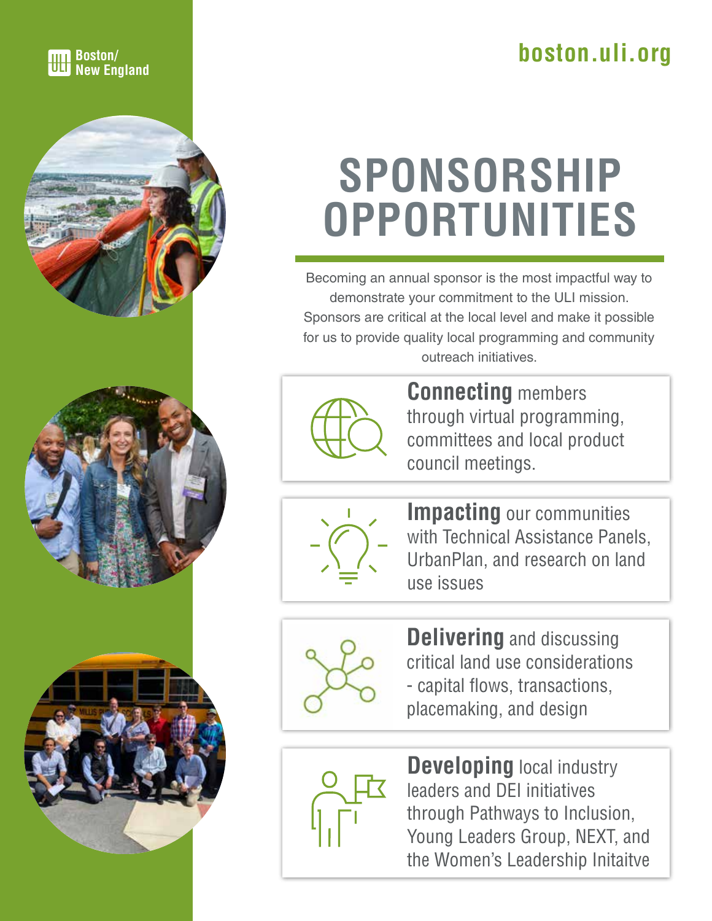Boston/ New England

boston.uli.org

# SPONSORSHIP OPPORTUNITIES

Becoming an annual sponsor is the most impactful way to demonstrate your commitment to the ULI mission. Sponsors are critical at the local level and make it possible for us to provide quality local programming and community outreach initiatives.

**Connecting** members through virtual programming, committees and local product council meetings.

**Impacting** our communities with Technical Assistance Panels, UrbanPlan, and research on land use issues

**Delivering** and discussing critical land use considerations - capital flows, transactions, placemaking, and design

**Developing** local industry leaders and DEI initiatives through Pathways to Inclusion, Young Leaders Group, NEXT, and the Women's Leadership Initaitve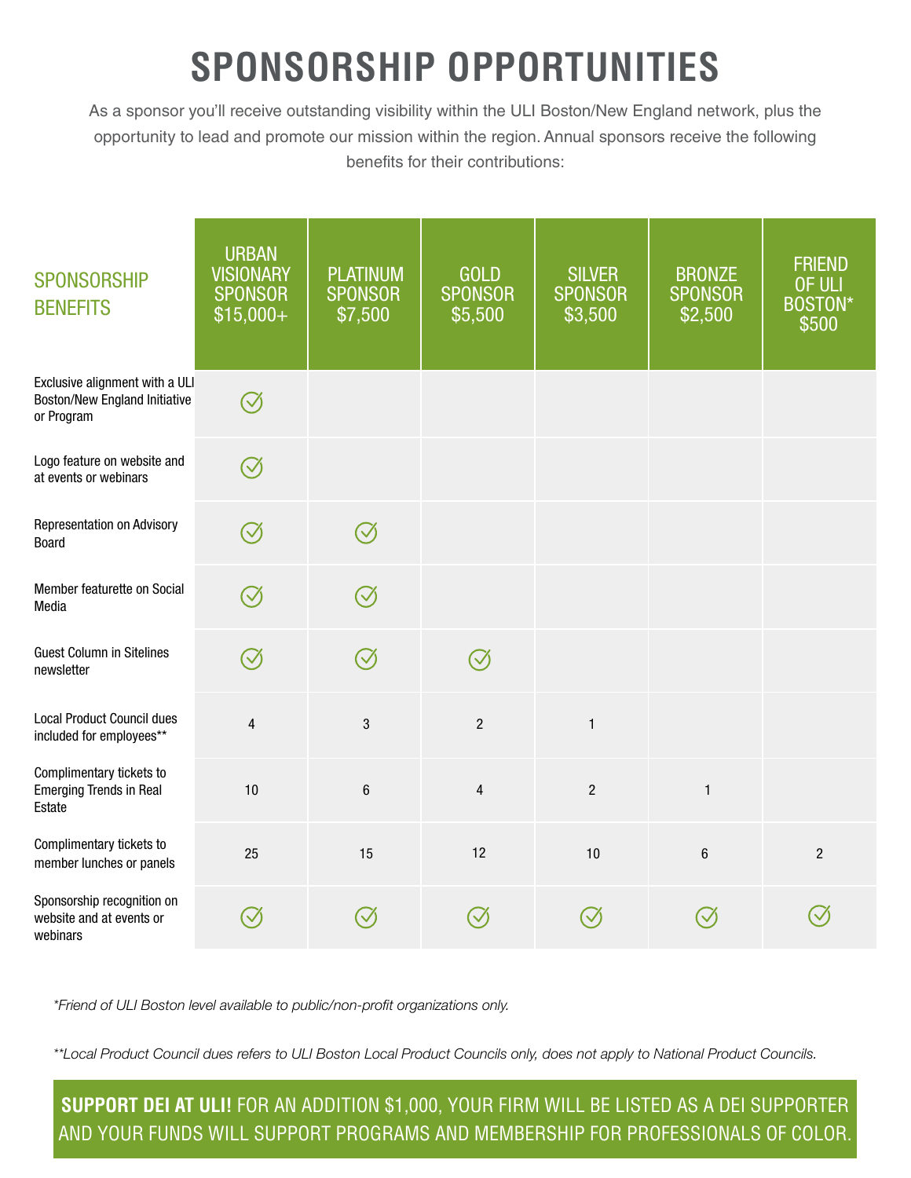# SPONSORSHIP OPPORTUNITIES

As a sponsor you'll receive outstanding visibility within the ULI Boston/New England network, plus the opportunity to lead and promote our mission within the region. Annual sponsors receive the following benefits for their contributions:

| SPONSORSHIP BENEFITS | URBAN VISIONARY SPONSOR $15,000+ | PLATINUM SPONSOR $7,500 | GOLD SPONSOR $5,500 | SILVER SPONSOR $3,500 | BRONZE SPONSOR $2,500 | FRIEND OF ULI BOSTON* $500 |
|---|---|---|---|---|---|---|
| Exclusive alignment with a ULI Boston/New England Initiative or Program | ✓ | | | | | |
| Logo feature on website and at events or webinars | ✓ | | | | | |
| Representation on Advisory Board | ✓ | ✓ | | | | |
| Member featurette on Social Media | ✓ | ✓ | | | | |
| Guest Column in Sitelines newsletter | ✓ | ✓ | ✓ | | | |
| Local Product Council dues included for employees** | 4 | 3 | 2 | 1 | | |
| Complimentary tickets to Emerging Trends in Real Estate | 10 | 6 | 4 | 2 | 1 | |
| Complimentary tickets to member lunches or panels | 25 | 15 | 12 | 10 | 6 | 2 |
| Sponsorship recognition on website and at events or webinars | ✓ | ✓ | ✓ | ✓ | ✓ | ✓ |

*\*Friend of ULI Boston level available to public/non-profit organizations only.*

*\*\*Local Product Council dues refers to ULI Boston Local Product Councils only, does not apply to National Product Councils.*

**SUPPORT DEI AT ULI!** FOR AN ADDITION $1,000, YOUR FIRM WILL BE LISTED AS A DEI SUPPORTER AND YOUR FUNDS WILL SUPPORT PROGRAMS AND MEMBERSHIP FOR PROFESSIONALS OF COLOR.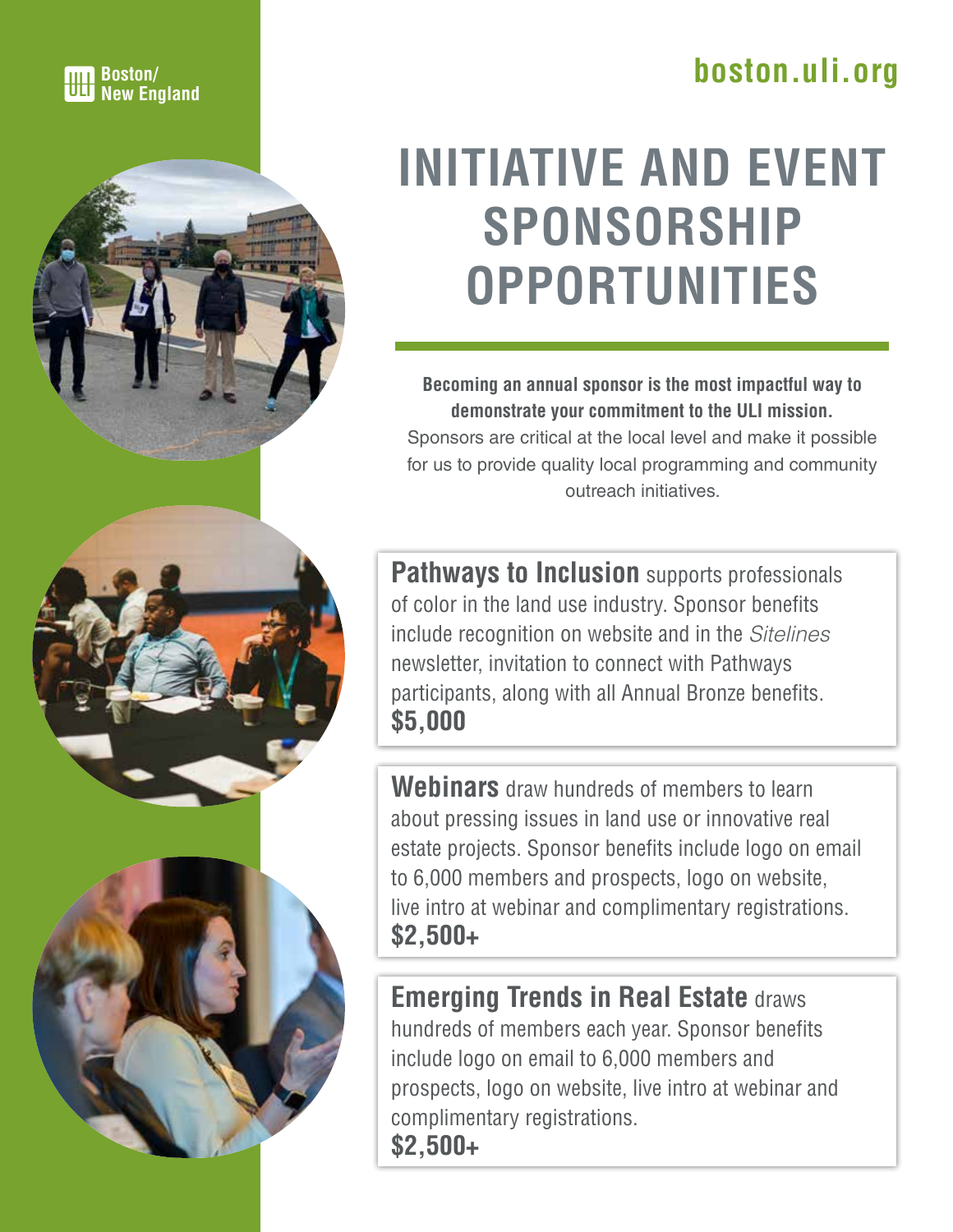Boston/
New England

boston.uli.org

# INITIATIVE AND EVENT SPONSORSHIP OPPORTUNITIES

**Becoming an annual sponsor is the most impactful way to demonstrate your commitment to the ULI mission.** Sponsors are critical at the local level and make it possible for us to provide quality local programming and community outreach initiatives.

**Pathways to Inclusion** supports professionals of color in the land use industry. Sponsor benefits include recognition on website and in the *Sitelines* newsletter, invitation to connect with Pathways participants, along with all Annual Bronze benefits.
**$5,000**

**Webinars** draw hundreds of members to learn about pressing issues in land use or innovative real estate projects. Sponsor benefits include logo on email to 6,000 members and prospects, logo on website, live intro at webinar and complimentary registrations.
**$2,500+**

**Emerging Trends in Real Estate** draws hundreds of members each year. Sponsor benefits include logo on email to 6,000 members and prospects, logo on website, live intro at webinar and complimentary registrations.
**$2,500+**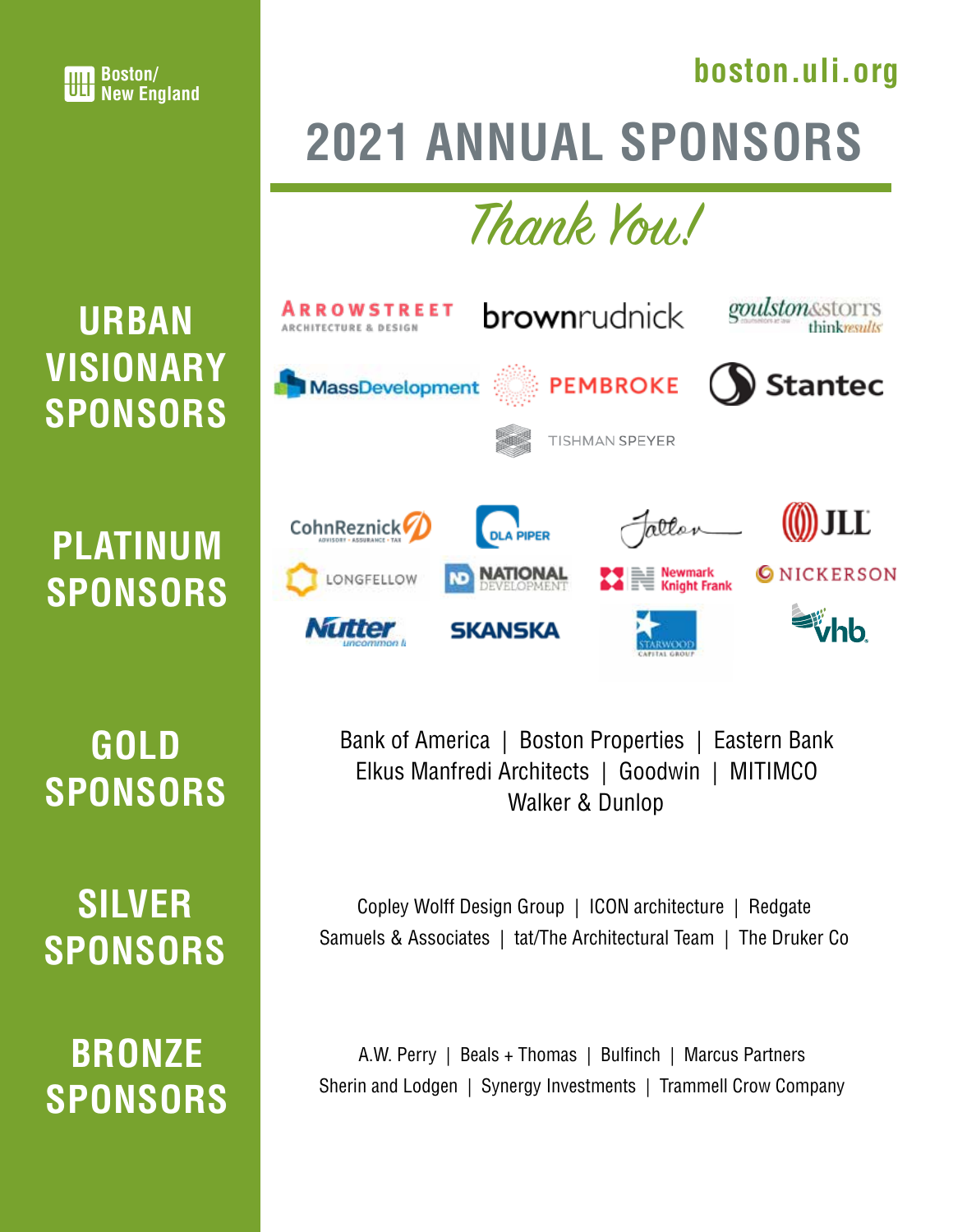Boston/ New England

boston.uli.org

# 2021 ANNUAL SPONSORS

*Thank You!*

## URBAN VISIONARY SPONSORS

Arrowstreet Architecture & Design | brownrudnick | goulston&storrs | MassDevelopment | Pembroke | Stantec | Tishman Speyer

## PLATINUM SPONSORS

CohnReznick | DLA Piper | Fallon | JLL | Longfellow | National Development | Newmark Knight Frank | Nickerson | Nutter | Skanska | Starwood Capital Group | vhb

## GOLD SPONSORS

Bank of America | Boston Properties | Eastern Bank
Elkus Manfredi Architects | Goodwin | MITIMCO
Walker & Dunlop

## SILVER SPONSORS

Copley Wolff Design Group | ICON architecture | Redgate
Samuels & Associates | tat/The Architectural Team | The Druker Co

## BRONZE SPONSORS

A.W. Perry | Beals + Thomas | Bulfinch | Marcus Partners
Sherin and Lodgen | Synergy Investments | Trammell Crow Company